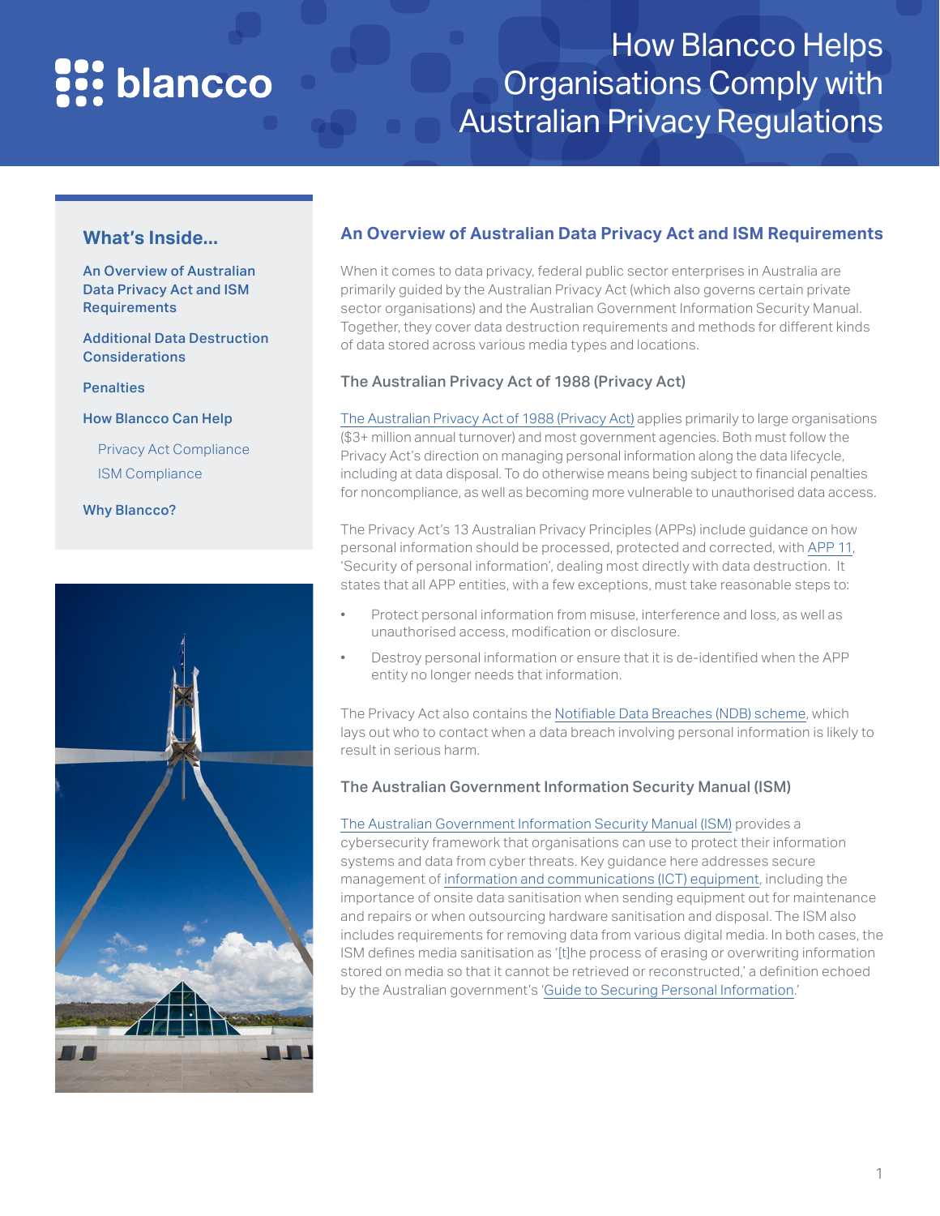# How Blancco Helps Organisations Comply with Australian Privacy Regulations

**What's Inside...**

- An Overview of Australian Data Privacy Act and ISM Requirements
- Additional Data Destruction Considerations
- Penalties
- How Blancco Can Help
  - Privacy Act Compliance
  - ISM Compliance
- Why Blancco?

## An Overview of Australian Data Privacy Act and ISM Requirements

When it comes to data privacy, federal public sector enterprises in Australia are primarily guided by the Australian Privacy Act (which also governs certain private sector organisations) and the Australian Government Information Security Manual. Together, they cover data destruction requirements and methods for different kinds of data stored across various media types and locations.

### The Australian Privacy Act of 1988 (Privacy Act)

The Australian Privacy Act of 1988 (Privacy Act) applies primarily to large organisations ($3+ million annual turnover) and most government agencies. Both must follow the Privacy Act's direction on managing personal information along the data lifecycle, including at data disposal. To do otherwise means being subject to financial penalties for noncompliance, as well as becoming more vulnerable to unauthorised data access.

The Privacy Act's 13 Australian Privacy Principles (APPs) include guidance on how personal information should be processed, protected and corrected, with APP 11, 'Security of personal information', dealing most directly with data destruction. It states that all APP entities, with a few exceptions, must take reasonable steps to:

- Protect personal information from misuse, interference and loss, as well as unauthorised access, modification or disclosure.
- Destroy personal information or ensure that it is de-identified when the APP entity no longer needs that information.

The Privacy Act also contains the Notifiable Data Breaches (NDB) scheme, which lays out who to contact when a data breach involving personal information is likely to result in serious harm.

### The Australian Government Information Security Manual (ISM)

The Australian Government Information Security Manual (ISM) provides a cybersecurity framework that organisations can use to protect their information systems and data from cyber threats. Key guidance here addresses secure management of information and communications (ICT) equipment, including the importance of onsite data sanitisation when sending equipment out for maintenance and repairs or when outsourcing hardware sanitisation and disposal. The ISM also includes requirements for removing data from various digital media. In both cases, the ISM defines media sanitisation as '[t]he process of erasing or overwriting information stored on media so that it cannot be retrieved or reconstructed,' a definition echoed by the Australian government's 'Guide to Securing Personal Information.'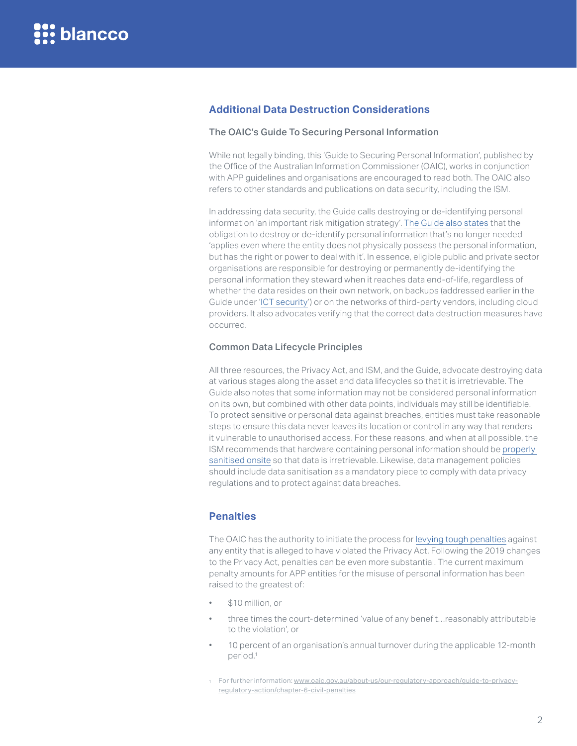## Additional Data Destruction Considerations

### The OAIC's Guide To Securing Personal Information

While not legally binding, this 'Guide to Securing Personal Information', published by the Office of the Australian Information Commissioner (OAIC), works in conjunction with APP guidelines and organisations are encouraged to read both. The OAIC also refers to other standards and publications on data security, including the ISM.

In addressing data security, the Guide calls destroying or de-identifying personal information 'an important risk mitigation strategy'. The Guide also states that the obligation to destroy or de-identify personal information that's no longer needed 'applies even where the entity does not physically possess the personal information, but has the right or power to deal with it'. In essence, eligible public and private sector organisations are responsible for destroying or permanently de-identifying the personal information they steward when it reaches data end-of-life, regardless of whether the data resides on their own network, on backups (addressed earlier in the Guide under 'ICT security') or on the networks of third-party vendors, including cloud providers. It also advocates verifying that the correct data destruction measures have occurred.

### Common Data Lifecycle Principles

All three resources, the Privacy Act, and ISM, and the Guide, advocate destroying data at various stages along the asset and data lifecycles so that it is irretrievable. The Guide also notes that some information may not be considered personal information on its own, but combined with other data points, individuals may still be identifiable. To protect sensitive or personal data against breaches, entities must take reasonable steps to ensure this data never leaves its location or control in any way that renders it vulnerable to unauthorised access. For these reasons, and when at all possible, the ISM recommends that hardware containing personal information should be properly sanitised onsite so that data is irretrievable. Likewise, data management policies should include data sanitisation as a mandatory piece to comply with data privacy regulations and to protect against data breaches.

## Penalties

The OAIC has the authority to initiate the process for levying tough penalties against any entity that is alleged to have violated the Privacy Act. Following the 2019 changes to the Privacy Act, penalties can be even more substantial. The current maximum penalty amounts for APP entities for the misuse of personal information has been raised to the greatest of:

- $10 million, or
- three times the court-determined 'value of any benefit…reasonably attributable to the violation', or
- 10 percent of an organisation's annual turnover during the applicable 12-month period.[1]

[1] For further information: www.oaic.gov.au/about-us/our-regulatory-approach/guide-to-privacy-regulatory-action/chapter-6-civil-penalties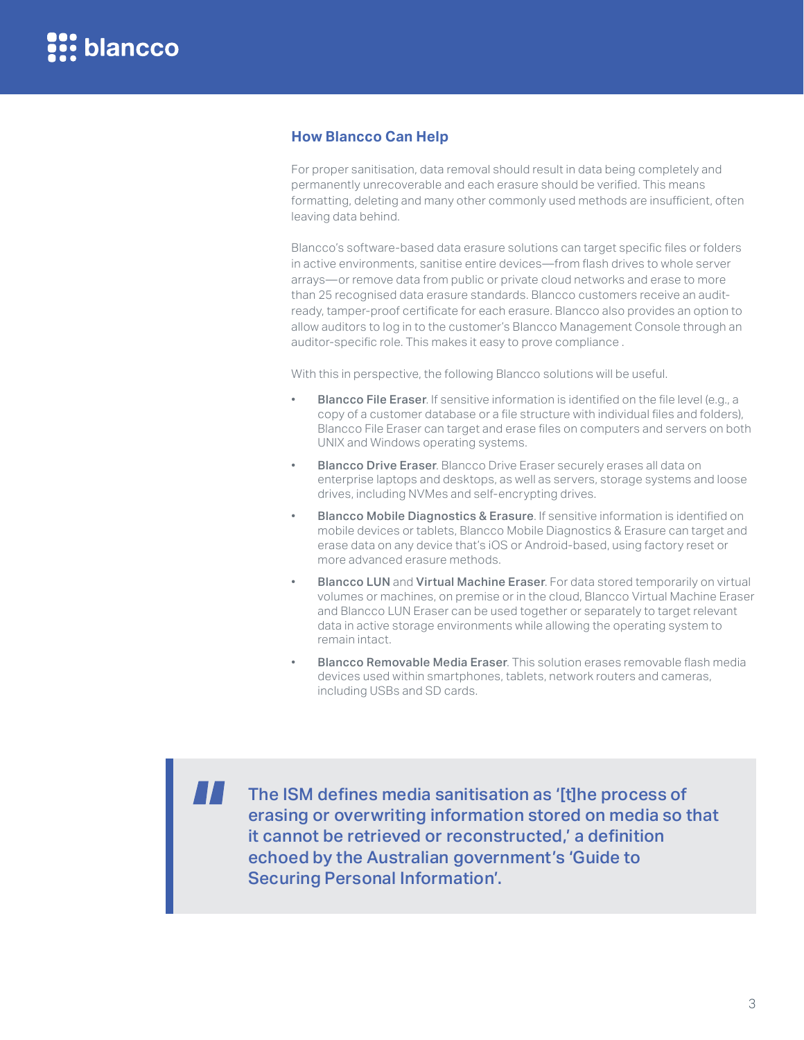## How Blancco Can Help

For proper sanitisation, data removal should result in data being completely and permanently unrecoverable and each erasure should be verified. This means formatting, deleting and many other commonly used methods are insufficient, often leaving data behind.

Blancco's software-based data erasure solutions can target specific files or folders in active environments, sanitise entire devices—from flash drives to whole server arrays—or remove data from public or private cloud networks and erase to more than 25 recognised data erasure standards. Blancco customers receive an audit-ready, tamper-proof certificate for each erasure. Blancco also provides an option to allow auditors to log in to the customer's Blancco Management Console through an auditor-specific role. This makes it easy to prove compliance .

With this in perspective, the following Blancco solutions will be useful.

- **Blancco File Eraser**. If sensitive information is identified on the file level (e.g., a copy of a customer database or a file structure with individual files and folders), Blancco File Eraser can target and erase files on computers and servers on both UNIX and Windows operating systems.
- **Blancco Drive Eraser**. Blancco Drive Eraser securely erases all data on enterprise laptops and desktops, as well as servers, storage systems and loose drives, including NVMes and self-encrypting drives.
- **Blancco Mobile Diagnostics & Erasure**. If sensitive information is identified on mobile devices or tablets, Blancco Mobile Diagnostics & Erasure can target and erase data on any device that's iOS or Android-based, using factory reset or more advanced erasure methods.
- **Blancco LUN** and **Virtual Machine Eraser**. For data stored temporarily on virtual volumes or machines, on premise or in the cloud, Blancco Virtual Machine Eraser and Blancco LUN Eraser can be used together or separately to target relevant data in active storage environments while allowing the operating system to remain intact.
- **Blancco Removable Media Eraser**. This solution erases removable flash media devices used within smartphones, tablets, network routers and cameras, including USBs and SD cards.

> The ISM defines media sanitisation as '[t]he process of erasing or overwriting information stored on media so that it cannot be retrieved or reconstructed,' a definition echoed by the Australian government's 'Guide to Securing Personal Information'.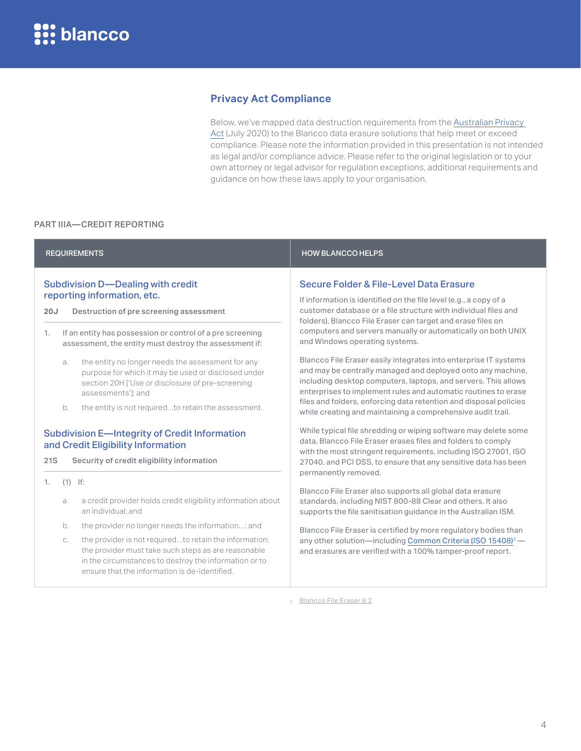## Privacy Act Compliance

Below, we've mapped data destruction requirements from the Australian Privacy Act (July 2020) to the Blancco data erasure solutions that help meet or exceed compliance. Please note the information provided in this presentation is not intended as legal and/or compliance advice. Please refer to the original legislation or to your own attorney or legal advisor for regulation exceptions, additional requirements and guidance on how these laws apply to your organisation.

### PART IIIA—CREDIT REPORTING

| REQUIREMENTS | HOW BLANCCO HELPS |
|---|---|
| **Subdivision D—Dealing with credit reporting information, etc.**<br><br>**20J Destruction of pre screening assessment**<br><br>1. If an entity has possession or control of a pre screening assessment, the entity must destroy the assessment if:<br>a. the entity no longer needs the assessment for any purpose for which it may be used or disclosed under section 20H ['Use or disclosure of pre-screening assessments']; and<br>b. the entity is not required...to retain the assessment.<br><br>**Subdivision E—Integrity of Credit Information and Credit Eligibility Information**<br><br>**21S Security of credit eligibility information**<br><br>1. (1) If:<br>a. a credit provider holds credit eligibility information about an individual; and<br>b. the provider no longer needs the information...; and<br>c. the provider is not required...to retain the information; the provider must take such steps as are reasonable in the circumstances to destroy the information or to ensure that the information is de-identified. | **Secure Folder & File-Level Data Erasure**<br><br>If information is identified on the file level (e.g., a copy of a customer database or a file structure with individual files and folders), Blancco File Eraser can target and erase files on computers and servers manually or automatically on both UNIX and Windows operating systems.<br><br>Blancco File Eraser easily integrates into enterprise IT systems and may be centrally managed and deployed onto any machine, including desktop computers, laptops, and servers. This allows enterprises to implement rules and automatic routines to erase files and folders, enforcing data retention and disposal policies while creating and maintaining a comprehensive audit trail.<br><br>While typical file shredding or wiping software may delete some data, Blancco File Eraser erases files and folders to comply with the most stringent requirements, including ISO 27001, ISO 27040, and PCI DSS, to ensure that any sensitive data has been permanently removed.<br><br>Blancco File Eraser also supports all global data erasure standards, including NIST 800-88 Clear and others. It also supports the file sanitisation guidance in the Australian ISM.<br><br>Blancco File Eraser is certified by more regulatory bodies than any other solution—including Common Criteria (ISO 15408)[2] —and erasures are verified with a 100% tamper-proof report. |

[2] Blancco File Eraser 8.2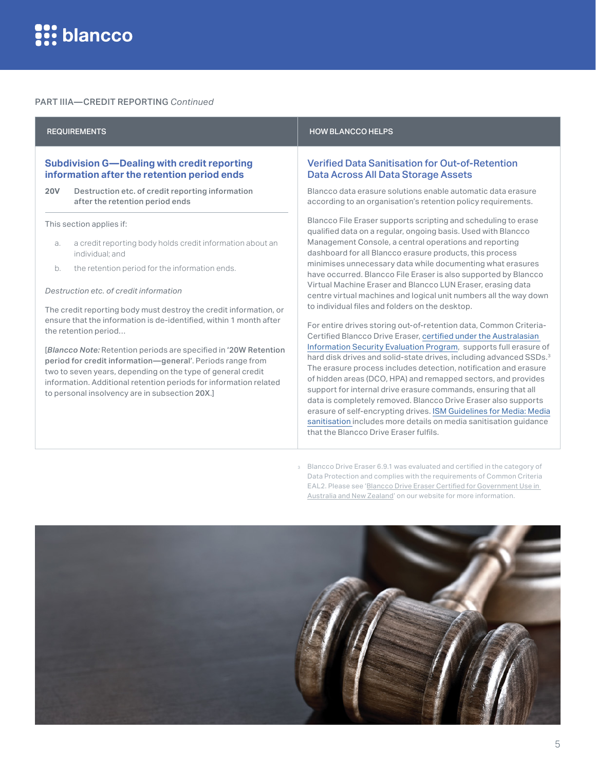PART IIIA—CREDIT REPORTING *Continued*

| REQUIREMENTS | HOW BLANCCO HELPS |
|---|---|
| **Subdivision G—Dealing with credit reporting information after the retention period ends**<br><br>**20V Destruction etc. of credit reporting information after the retention period ends**<br><br>This section applies if:<br>a. a credit reporting body holds credit information about an individual; and<br>b. the retention period for the information ends.<br><br>*Destruction etc. of credit information*<br><br>The credit reporting body must destroy the credit information, or ensure that the information is de-identified, within 1 month after the retention period...<br><br>[*Blancco Note:* Retention periods are specified in **'20W Retention period for credit information—general'**. Periods range from two to seven years, depending on the type of general credit information. Additional retention periods for information related to personal insolvency are in subsection **20X**.] | **Verified Data Sanitisation for Out-of-Retention Data Across All Data Storage Assets**<br><br>Blancco data erasure solutions enable automatic data erasure according to an organisation's retention policy requirements.<br><br>Blancco File Eraser supports scripting and scheduling to erase qualified data on a regular, ongoing basis. Used with Blancco Management Console, a central operations and reporting dashboard for all Blancco erasure products, this process minimises unnecessary data while documenting what erasures have occurred. Blancco File Eraser is also supported by Blancco Virtual Machine Eraser and Blancco LUN Eraser, erasing data centre virtual machines and logical unit numbers all the way down to individual files and folders on the desktop.<br><br>For entire drives storing out-of-retention data, Common Criteria-Certified Blancco Drive Eraser, certified under the Australasian Information Security Evaluation Program, supports full erasure of hard disk drives and solid-state drives, including advanced SSDs.[3] The erasure process includes detection, notification and erasure of hidden areas (DCO, HPA) and remapped sectors, and provides support for internal drive erasure commands, ensuring that all data is completely removed. Blancco Drive Eraser also supports erasure of self-encrypting drives. ISM Guidelines for Media: Media sanitisation includes more details on media sanitisation guidance that the Blancco Drive Eraser fulfils. |

[3] Blancco Drive Eraser 6.9.1 was evaluated and certified in the category of Data Protection and complies with the requirements of Common Criteria EAL2. Please see 'Blancco Drive Eraser Certified for Government Use in Australia and New Zealand' on our website for more information.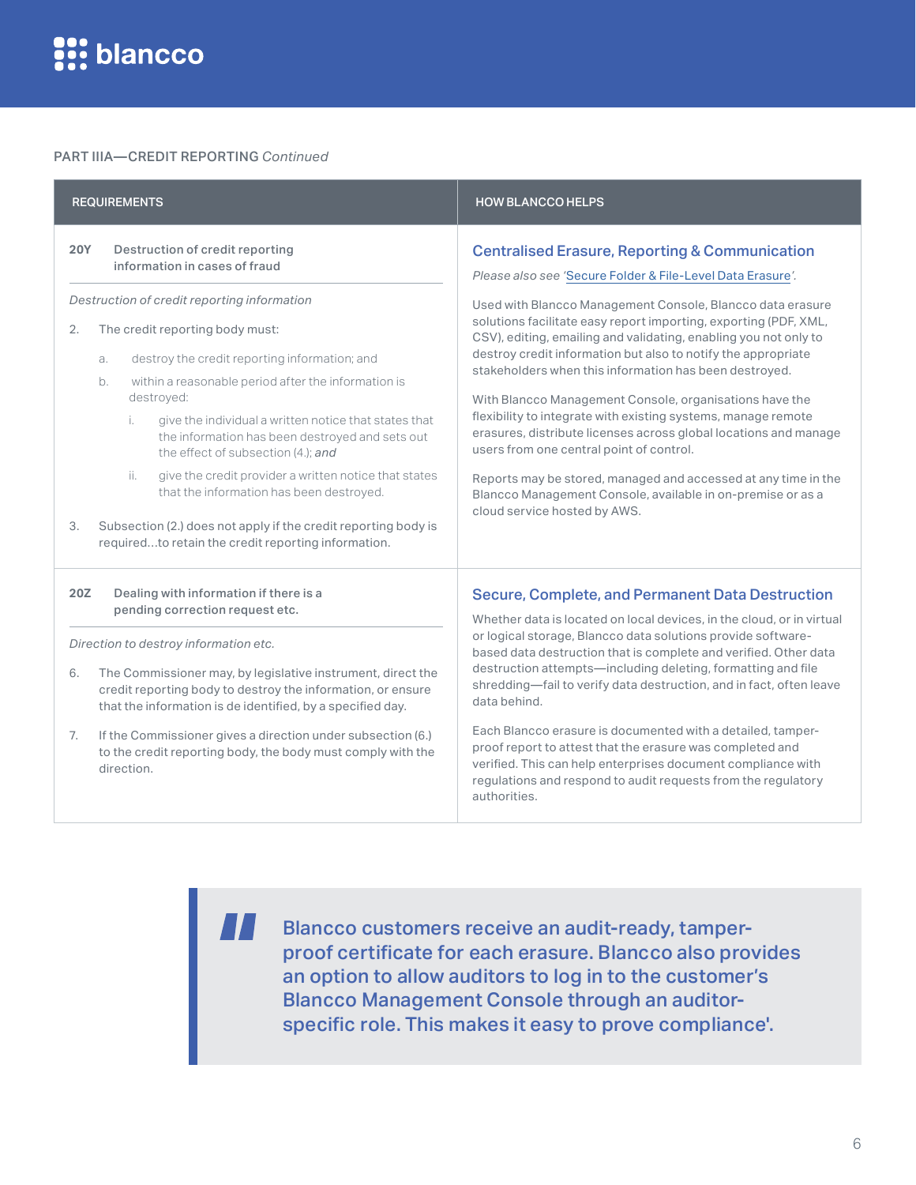PART IIIA—CREDIT REPORTING *Continued*

| REQUIREMENTS | HOW BLANCCO HELPS |
|---|---|
| **20Y** Destruction of credit reporting information in cases of fraud<br><br>*Destruction of credit reporting information*<br><br>2. The credit reporting body must:<br>a. destroy the credit reporting information; and<br>b. within a reasonable period after the information is destroyed:<br>i. give the individual a written notice that states that the information has been destroyed and sets out the effect of subsection (4.); *and*<br>ii. give the credit provider a written notice that states that the information has been destroyed.<br><br>3. Subsection (2.) does not apply if the credit reporting body is required...to retain the credit reporting information. | **Centralised Erasure, Reporting & Communication**<br><br>*Please also see 'Secure Folder & File-Level Data Erasure'.*<br><br>Used with Blancco Management Console, Blancco data erasure solutions facilitate easy report importing, exporting (PDF, XML, CSV), editing, emailing and validating, enabling you not only to destroy credit information but also to notify the appropriate stakeholders when this information has been destroyed.<br><br>With Blancco Management Console, organisations have the flexibility to integrate with existing systems, manage remote erasures, distribute licenses across global locations and manage users from one central point of control.<br><br>Reports may be stored, managed and accessed at any time in the Blancco Management Console, available in on-premise or as a cloud service hosted by AWS. |
| **20Z** Dealing with information if there is a pending correction request etc.<br><br>*Direction to destroy information etc.*<br><br>6. The Commissioner may, by legislative instrument, direct the credit reporting body to destroy the information, or ensure that the information is de identified, by a specified day.<br><br>7. If the Commissioner gives a direction under subsection (6.) to the credit reporting body, the body must comply with the direction. | **Secure, Complete, and Permanent Data Destruction**<br><br>Whether data is located on local devices, in the cloud, or in virtual or logical storage, Blancco data solutions provide software-based data destruction that is complete and verified. Other data destruction attempts—including deleting, formatting and file shredding—fail to verify data destruction, and in fact, often leave data behind.<br><br>Each Blancco erasure is documented with a detailed, tamper-proof report to attest that the erasure was completed and verified. This can help enterprises document compliance with regulations and respond to audit requests from the regulatory authorities. |

> "Blancco customers receive an audit-ready, tamper-proof certificate for each erasure. Blancco also provides an option to allow auditors to log in to the customer's Blancco Management Console through an auditor-specific role. This makes it easy to prove compliance'.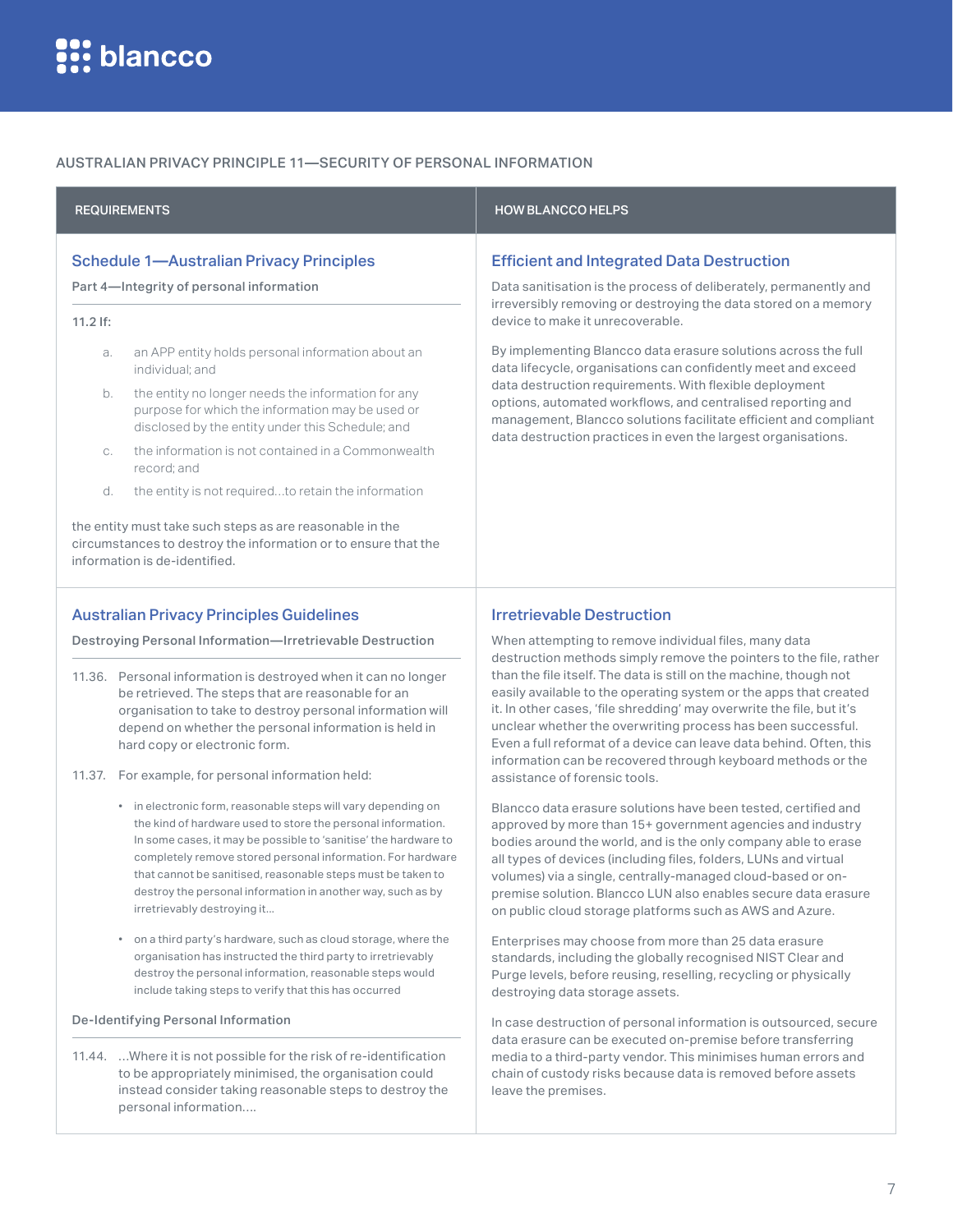## AUSTRALIAN PRIVACY PRINCIPLE 11—SECURITY OF PERSONAL INFORMATION

| REQUIREMENTS | HOW BLANCCO HELPS |
|---|---|
| **Schedule 1—Australian Privacy Principles**<br><br>Part 4—Integrity of personal information<br><br>11.2 If:<br><br>a. an APP entity holds personal information about an individual; and<br>b. the entity no longer needs the information for any purpose for which the information may be used or disclosed by the entity under this Schedule; and<br>c. the information is not contained in a Commonwealth record; and<br>d. the entity is not required...to retain the information<br><br>the entity must take such steps as are reasonable in the circumstances to destroy the information or to ensure that the information is de-identified. | **Efficient and Integrated Data Destruction**<br><br>Data sanitisation is the process of deliberately, permanently and irreversibly removing or destroying the data stored on a memory device to make it unrecoverable.<br><br>By implementing Blancco data erasure solutions across the full data lifecycle, organisations can confidently meet and exceed data destruction requirements. With flexible deployment options, automated workflows, and centralised reporting and management, Blancco solutions facilitate efficient and compliant data destruction practices in even the largest organisations. |
| **Australian Privacy Principles Guidelines**<br><br>Destroying Personal Information—Irretrievable Destruction<br><br>11.36. Personal information is destroyed when it can no longer be retrieved. The steps that are reasonable for an organisation to take to destroy personal information will depend on whether the personal information is held in hard copy or electronic form.<br><br>11.37. For example, for personal information held:<br><br>• in electronic form, reasonable steps will vary depending on the kind of hardware used to store the personal information. In some cases, it may be possible to 'sanitise' the hardware to completely remove stored personal information. For hardware that cannot be sanitised, reasonable steps must be taken to destroy the personal information in another way, such as by irretrievably destroying it...<br><br>• on a third party's hardware, such as cloud storage, where the organisation has instructed the third party to irretrievably destroy the personal information, reasonable steps would include taking steps to verify that this has occurred<br><br>De-Identifying Personal Information<br><br>11.44. ...Where it is not possible for the risk of re-identification to be appropriately minimised, the organisation could instead consider taking reasonable steps to destroy the personal information.... | **Irretrievable Destruction**<br><br>When attempting to remove individual files, many data destruction methods simply remove the pointers to the file, rather than the file itself. The data is still on the machine, though not easily available to the operating system or the apps that created it. In other cases, 'file shredding' may overwrite the file, but it's unclear whether the overwriting process has been successful. Even a full reformat of a device can leave data behind. Often, this information can be recovered through keyboard methods or the assistance of forensic tools.<br><br>Blancco data erasure solutions have been tested, certified and approved by more than 15+ government agencies and industry bodies around the world, and is the only company able to erase all types of devices (including files, folders, LUNs and virtual volumes) via a single, centrally-managed cloud-based or on-premise solution. Blancco LUN also enables secure data erasure on public cloud storage platforms such as AWS and Azure.<br><br>Enterprises may choose from more than 25 data erasure standards, including the globally recognised NIST Clear and Purge levels, before reusing, reselling, recycling or physically destroying data storage assets.<br><br>In case destruction of personal information is outsourced, secure data erasure can be executed on-premise before transferring media to a third-party vendor. This minimises human errors and chain of custody risks because data is removed before assets leave the premises. |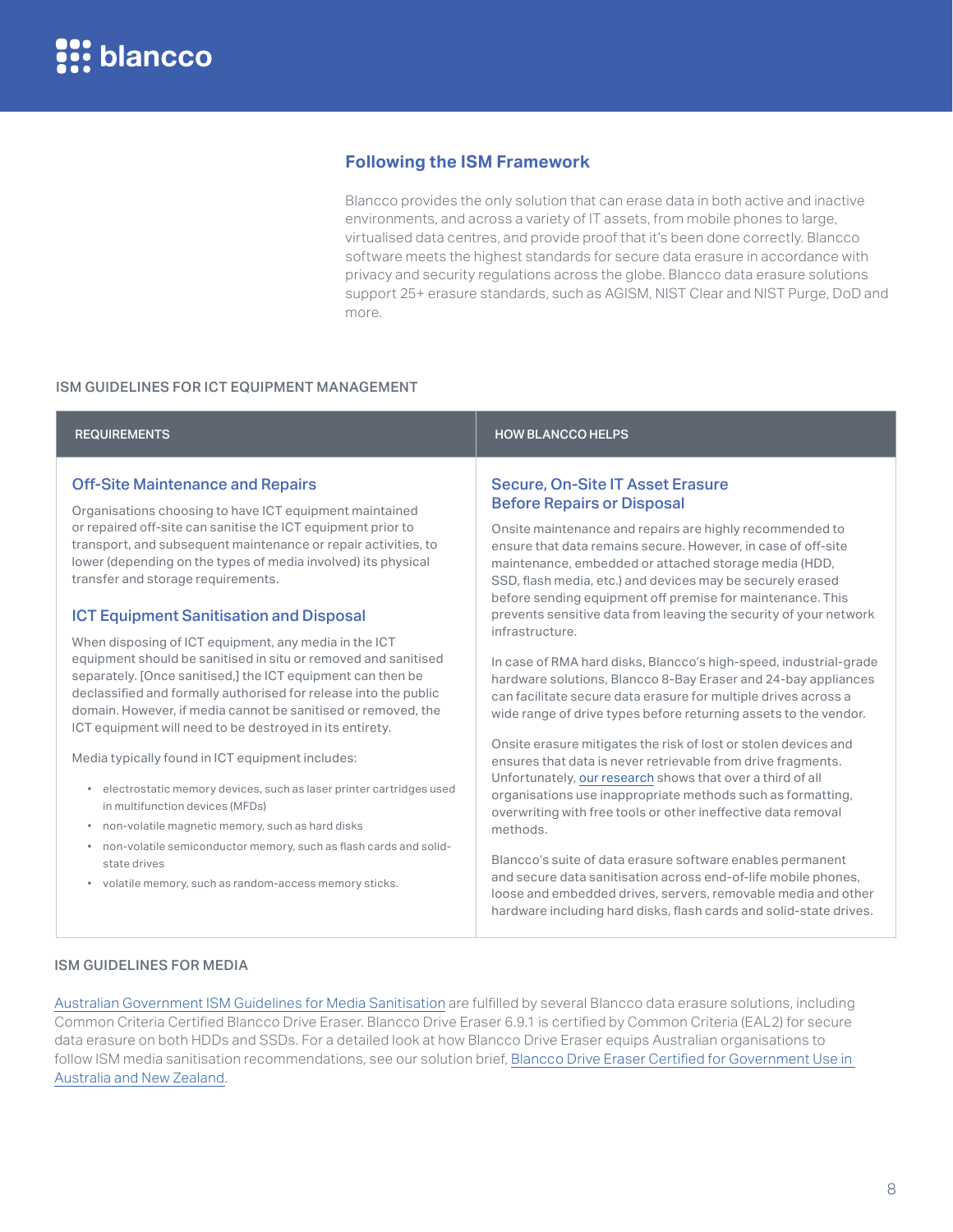## Following the ISM Framework

Blancco provides the only solution that can erase data in both active and inactive environments, and across a variety of IT assets, from mobile phones to large, virtualised data centres, and provide proof that it's been done correctly. Blancco software meets the highest standards for secure data erasure in accordance with privacy and security regulations across the globe. Blancco data erasure solutions support 25+ erasure standards, such as AGISM, NIST Clear and NIST Purge, DoD and more.

### ISM GUIDELINES FOR ICT EQUIPMENT MANAGEMENT

| REQUIREMENTS | HOW BLANCCO HELPS |
|---|---|
| **Off-Site Maintenance and Repairs**<br><br>Organisations choosing to have ICT equipment maintained or repaired off-site can sanitise the ICT equipment prior to transport, and subsequent maintenance or repair activities, to lower (depending on the types of media involved) its physical transfer and storage requirements.<br><br>**ICT Equipment Sanitisation and Disposal**<br><br>When disposing of ICT equipment, any media in the ICT equipment should be sanitised in situ or removed and sanitised separately. [Once sanitised,] the ICT equipment can then be declassified and formally authorised for release into the public domain. However, if media cannot be sanitised or removed, the ICT equipment will need to be destroyed in its entirety.<br><br>Media typically found in ICT equipment includes:<br><br>• electrostatic memory devices, such as laser printer cartridges used in multifunction devices (MFDs)<br>• non-volatile magnetic memory, such as hard disks<br>• non-volatile semiconductor memory, such as flash cards and solid-state drives<br>• volatile memory, such as random-access memory sticks. | **Secure, On-Site IT Asset Erasure Before Repairs or Disposal**<br><br>Onsite maintenance and repairs are highly recommended to ensure that data remains secure. However, in case of off-site maintenance, embedded or attached storage media (HDD, SSD, flash media, etc.) and devices may be securely erased before sending equipment off premise for maintenance. This prevents sensitive data from leaving the security of your network infrastructure.<br><br>In case of RMA hard disks, Blancco's high-speed, industrial-grade hardware solutions, Blancco 8-Bay Eraser and 24-bay appliances can facilitate secure data erasure for multiple drives across a wide range of drive types before returning assets to the vendor.<br><br>Onsite erasure mitigates the risk of lost or stolen devices and ensures that data is never retrievable from drive fragments. Unfortunately, our research shows that over a third of all organisations use inappropriate methods such as formatting, overwriting with free tools or other ineffective data removal methods.<br><br>Blancco's suite of data erasure software enables permanent and secure data sanitisation across end-of-life mobile phones, loose and embedded drives, servers, removable media and other hardware including hard disks, flash cards and solid-state drives. |

### ISM GUIDELINES FOR MEDIA

Australian Government ISM Guidelines for Media Sanitisation are fulfilled by several Blancco data erasure solutions, including Common Criteria Certified Blancco Drive Eraser. Blancco Drive Eraser 6.9.1 is certified by Common Criteria (EAL2) for secure data erasure on both HDDs and SSDs. For a detailed look at how Blancco Drive Eraser equips Australian organisations to follow ISM media sanitisation recommendations, see our solution brief, Blancco Drive Eraser Certified for Government Use in Australia and New Zealand.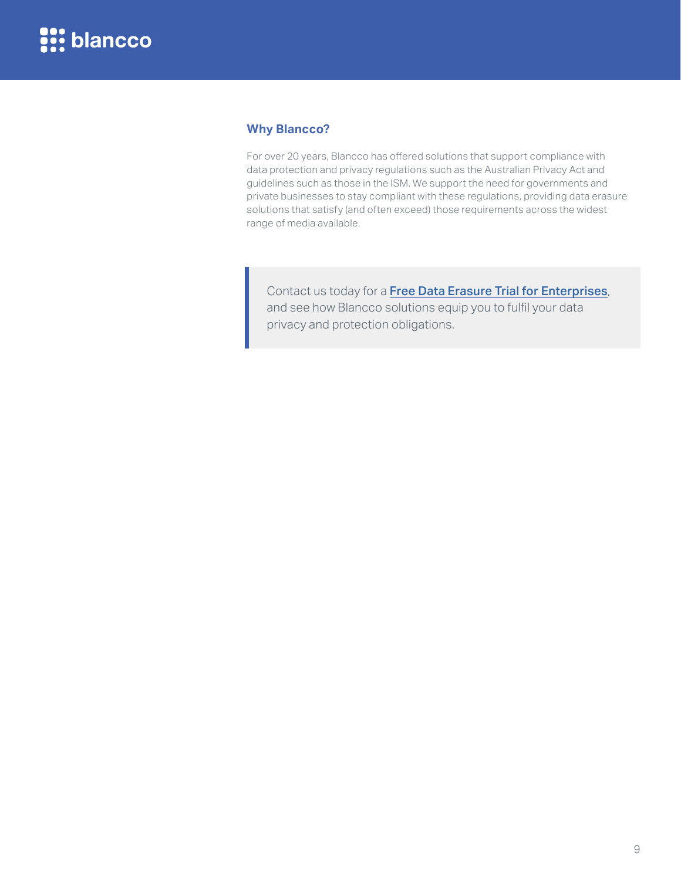## Why Blancco?

For over 20 years, Blancco has offered solutions that support compliance with data protection and privacy regulations such as the Australian Privacy Act and guidelines such as those in the ISM. We support the need for governments and private businesses to stay compliant with these regulations, providing data erasure solutions that satisfy (and often exceed) those requirements across the widest range of media available.

> Contact us today for a **Free Data Erasure Trial for Enterprises**, and see how Blancco solutions equip you to fulfil your data privacy and protection obligations.